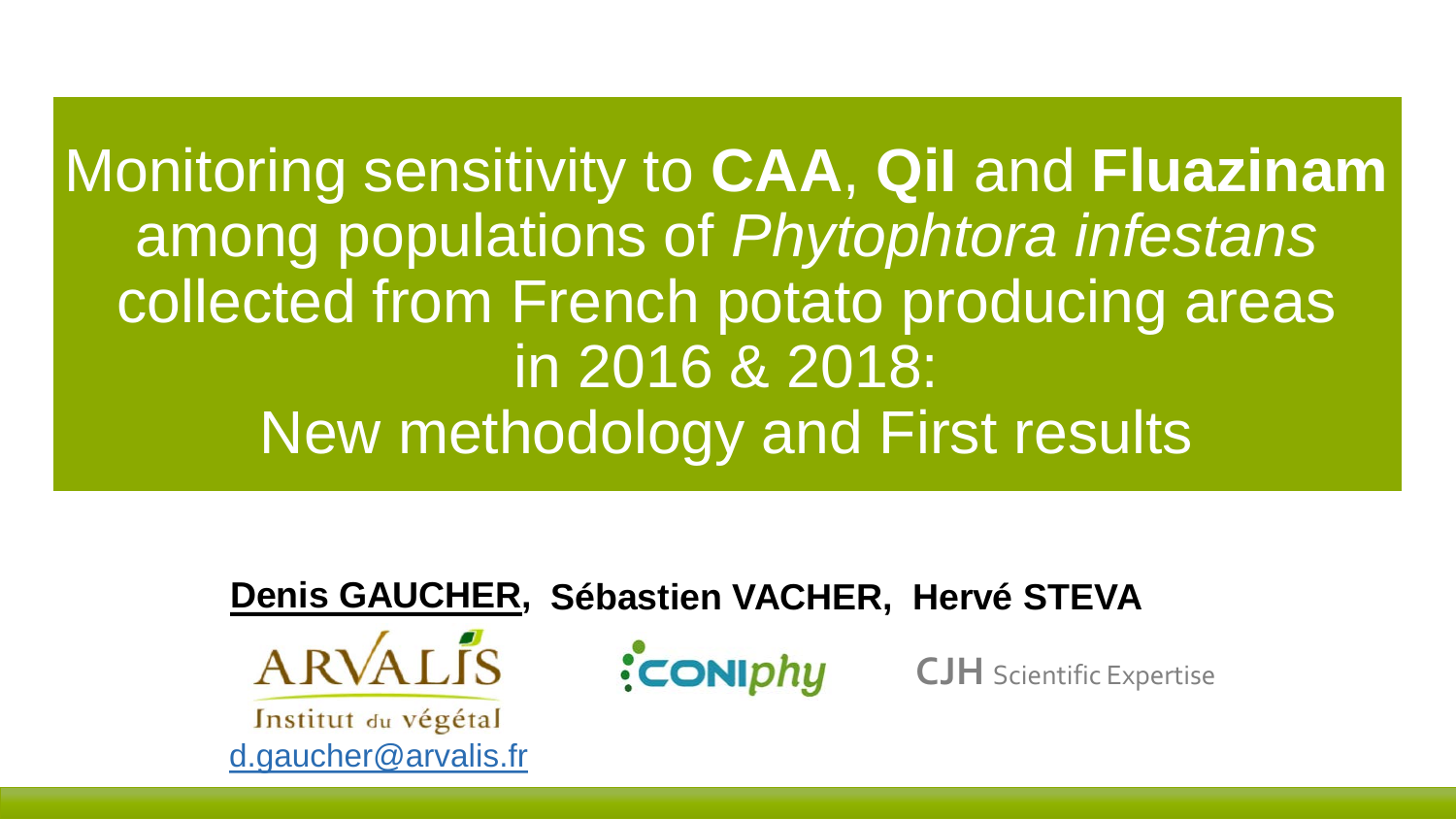# Monitoring sensitivity to **CAA**, **QiI** and **Fluazinam** among populations of *Phytophtora infestans* collected from French potato producing areas in 2016 & 2018: New methodology and First results

**Denis GAUCHER**, **Sébastien VACHER**, **Hervé STEVA**

ARVALIS Institut du végétal

d.gaucher@arvalis.fr

CONIphy

CJH Scientific Expertise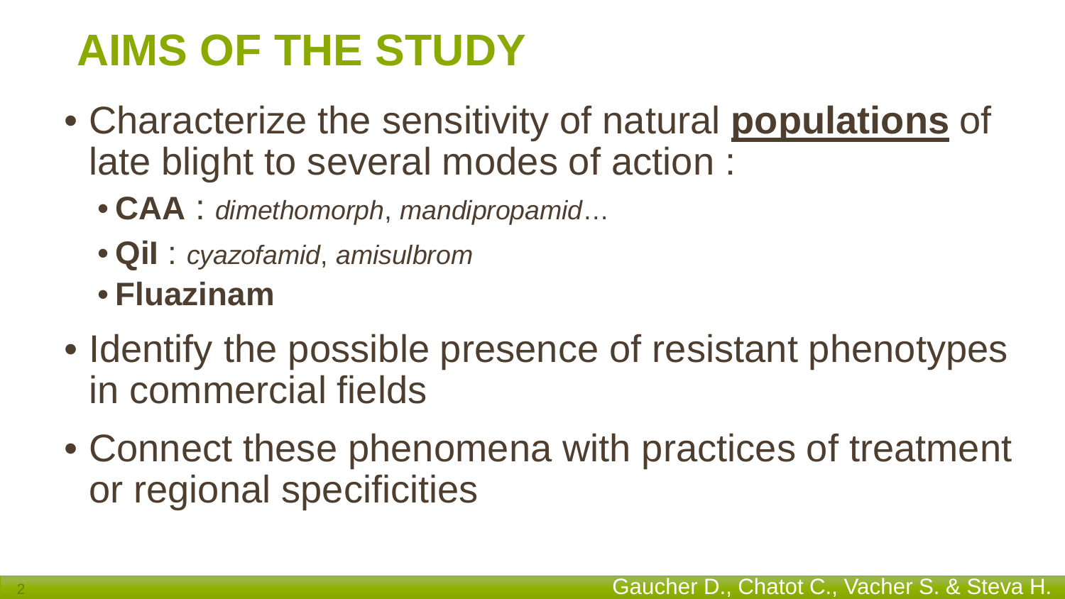# AIMS OF THE STUDY

- Characterize the sensitivity of natural **populations** of late blight to several modes of action :
  - **CAA** : *dimethomorph*, *mandipropamid*…
  - **QiI** : *cyazofamid*, *amisulbrom*
  - **Fluazinam**
- Identify the possible presence of resistant phenotypes in commercial fields
- Connect these phenomena with practices of treatment or regional specificities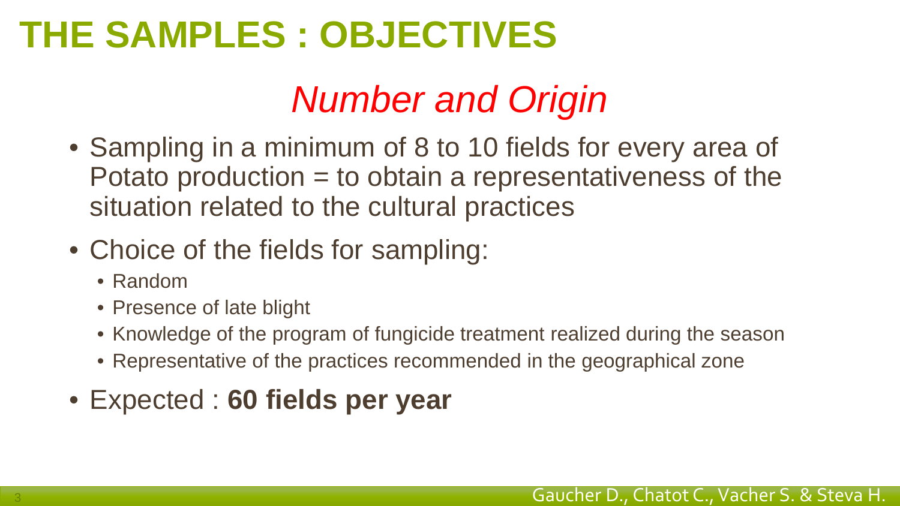# THE SAMPLES : OBJECTIVES

## *Number and Origin*

- Sampling in a minimum of 8 to 10 fields for every area of Potato production = to obtain a representativeness of the situation related to the cultural practices
- Choice of the fields for sampling:
  - Random
  - Presence of late blight
  - Knowledge of the program of fungicide treatment realized during the season
  - Representative of the practices recommended in the geographical zone
- Expected : **60 fields per year**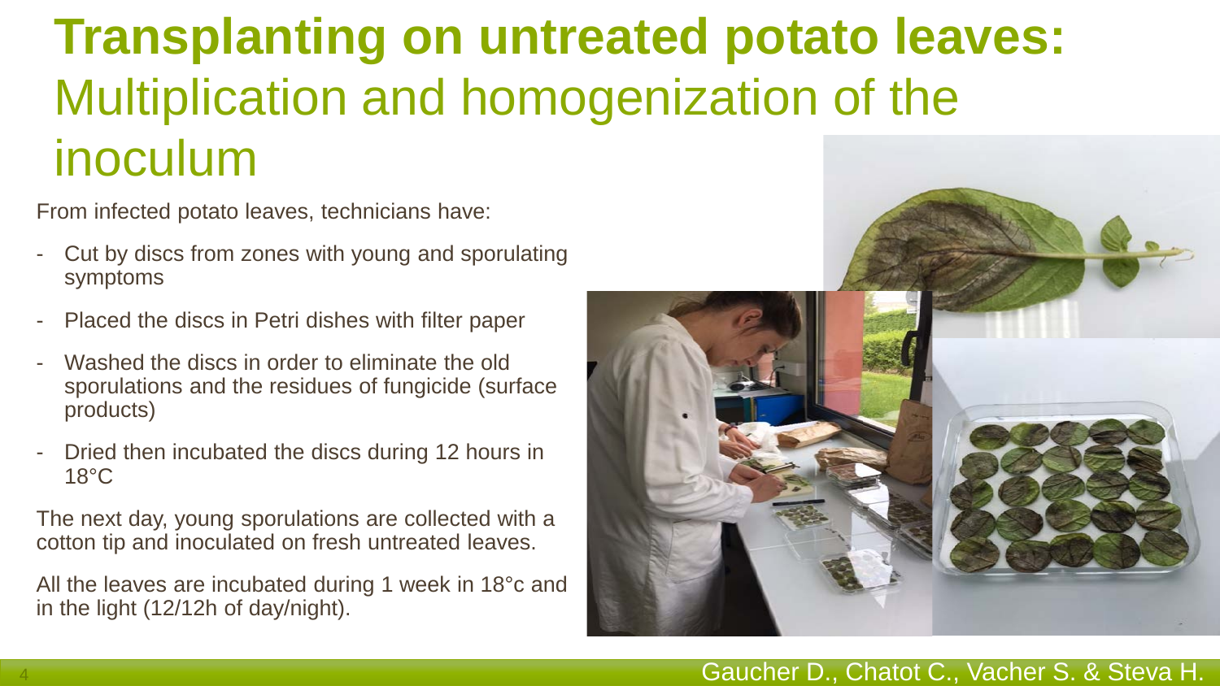# **Transplanting on untreated potato leaves:** Multiplication and homogenization of the inoculum

From infected potato leaves, technicians have:

- Cut by discs from zones with young and sporulating symptoms
- Placed the discs in Petri dishes with filter paper
- Washed the discs in order to eliminate the old sporulations and the residues of fungicide (surface products)
- Dried then incubated the discs during 12 hours in 18°C

The next day, young sporulations are collected with a cotton tip and inoculated on fresh untreated leaves.

All the leaves are incubated during 1 week in 18°c and in the light (12/12h of day/night).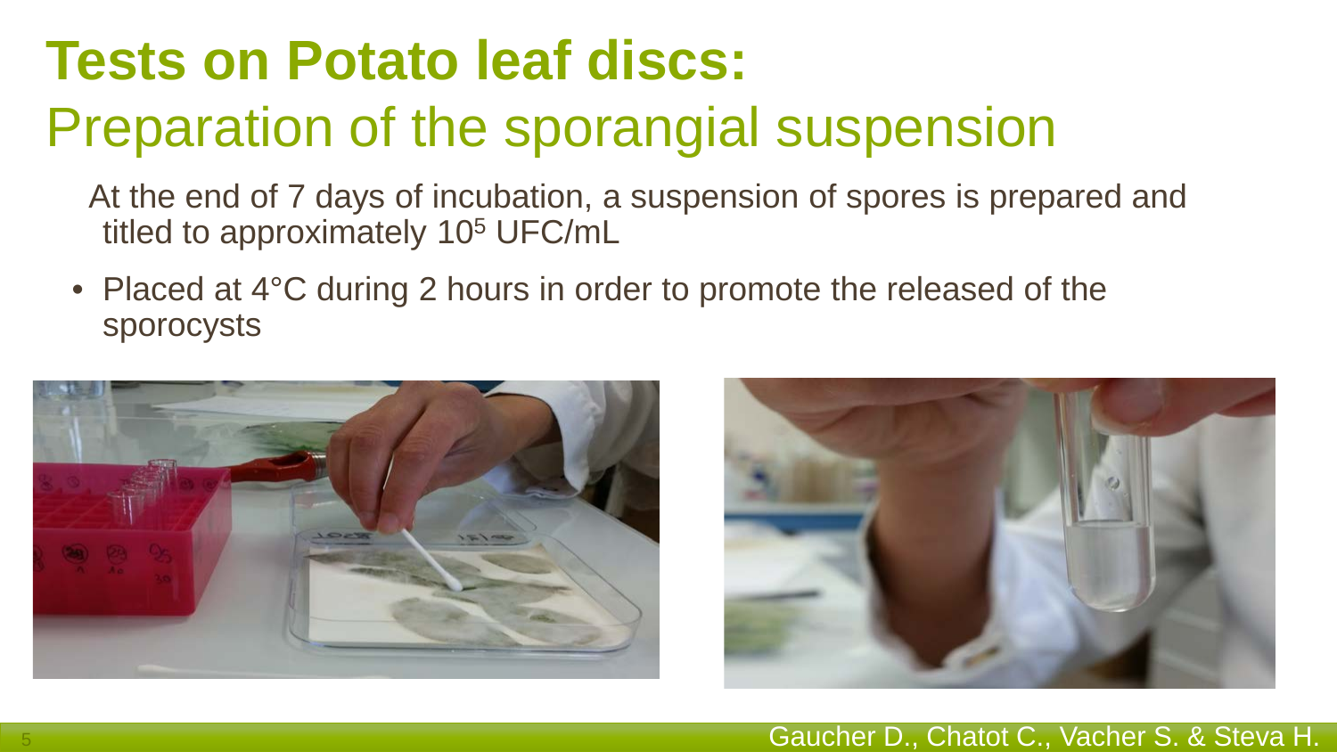# Tests on Potato leaf discs:

## Preparation of the sporangial suspension

At the end of 7 days of incubation, a suspension of spores is prepared and titled to approximately $10^5$ UFC/mL

- Placed at 4°C during 2 hours in order to promote the released of the sporocysts

Gaucher D., Chatot C., Vacher S. & Steva H.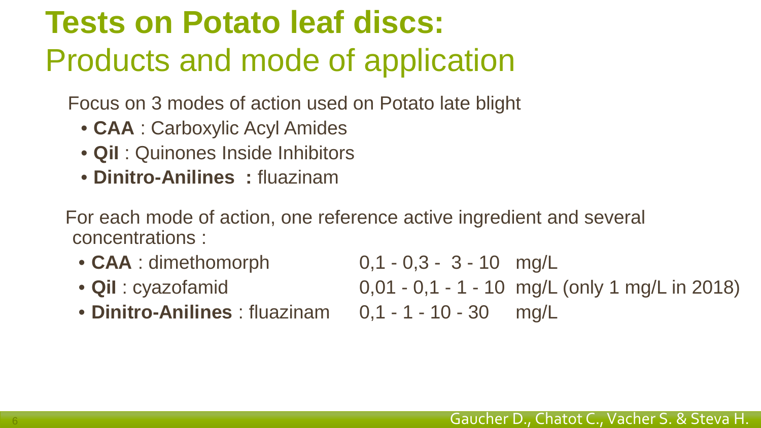# Tests on Potato leaf discs:

## Products and mode of application

Focus on 3 modes of action used on Potato late blight

- **CAA** : Carboxylic Acyl Amides
- **QiI** : Quinones Inside Inhibitors
- **Dinitro-Anilines :** fluazinam

For each mode of action, one reference active ingredient and several concentrations :

- **CAA** : dimethomorph — 0,1 - 0,3 - 3 - 10 mg/L
- **QiI** : cyazofamid — 0,01 - 0,1 - 1 - 10 mg/L (only 1 mg/L in 2018)
- **Dinitro-Anilines** : fluazinam — 0,1 - 1 - 10 - 30 mg/L

Gaucher D., Chatot C., Vacher S. & Steva H.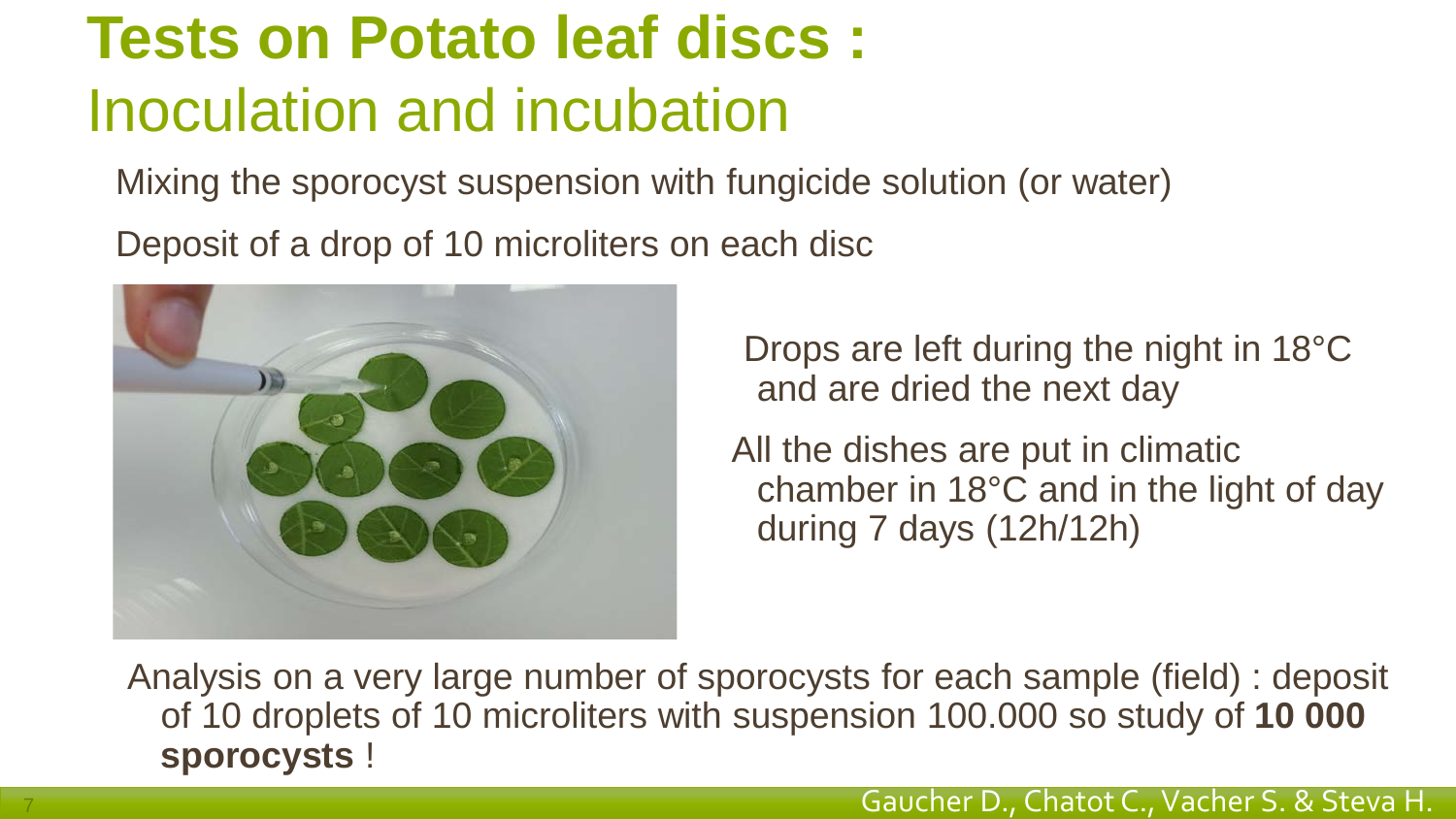# Tests on Potato leaf discs :

## Inoculation and incubation

Mixing the sporocyst suspension with fungicide solution (or water)

Deposit of a drop of 10 microliters on each disc

Drops are left during the night in 18°C and are dried the next day

All the dishes are put in climatic chamber in 18°C and in the light of day during 7 days (12h/12h)

Analysis on a very large number of sporocysts for each sample (field) : deposit of 10 droplets of 10 microliters with suspension 100.000 so study of **10 000 sporocysts** !

Gaucher D., Chatot C., Vacher S. & Steva H.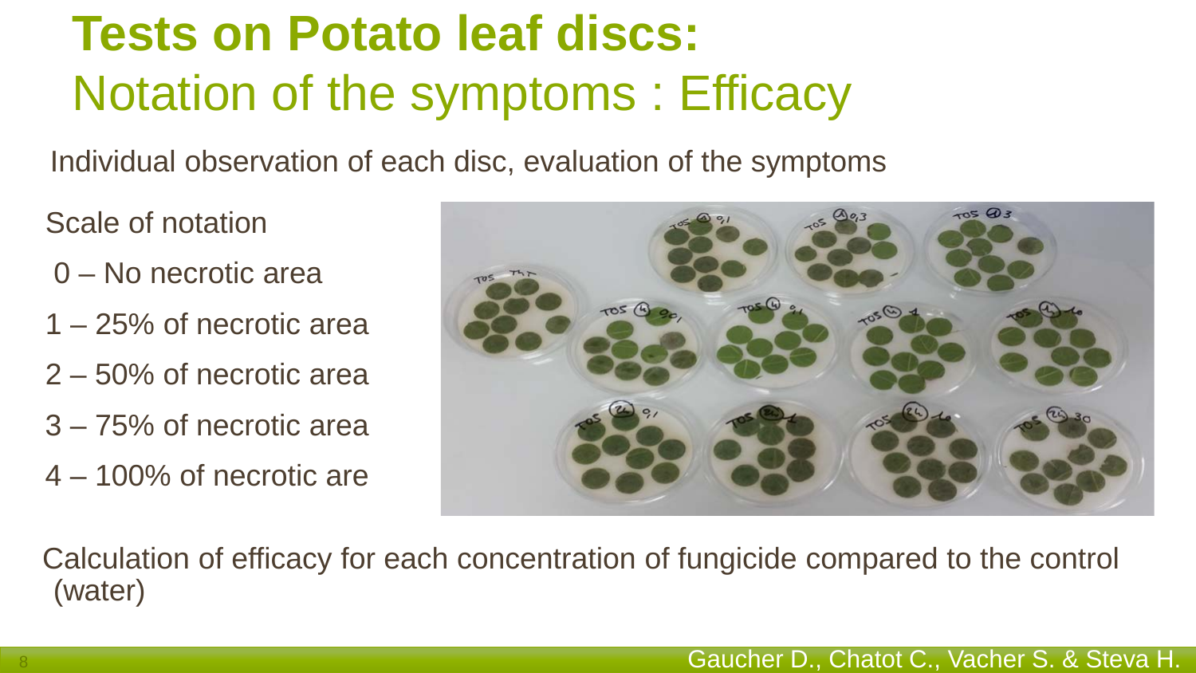# Tests on Potato leaf discs:
## Notation of the symptoms : Efficacy

Individual observation of each disc, evaluation of the symptoms

Scale of notation

0 – No necrotic area

1 – 25% of necrotic area

2 – 50% of necrotic area

3 – 75% of necrotic area

4 – 100% of necrotic are

Calculation of efficacy for each concentration of fungicide compared to the control (water)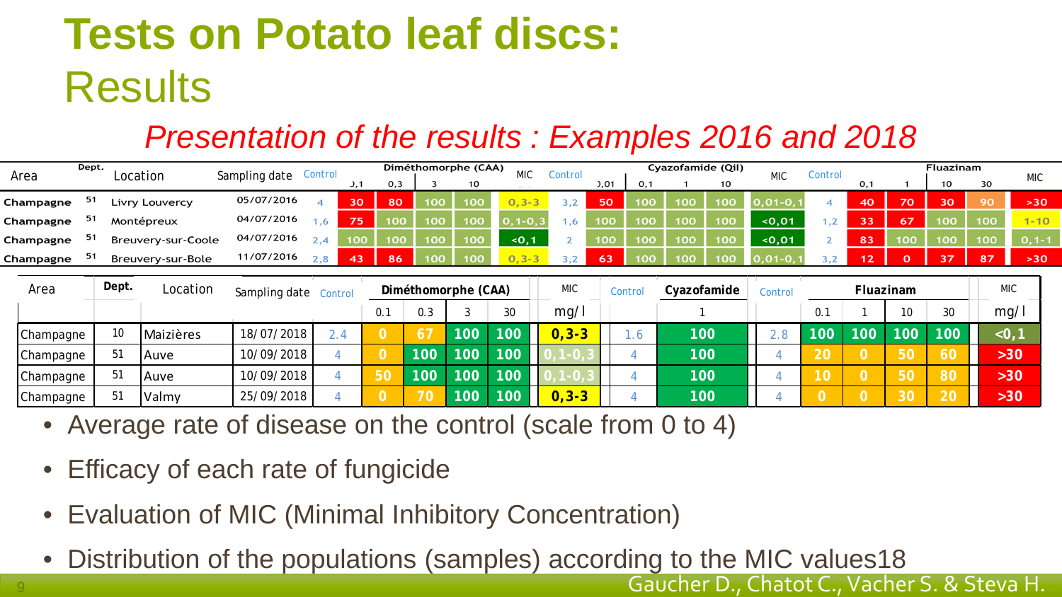# Tests on Potato leaf discs:

## Results

### *Presentation of the results : Examples 2016 and 2018*

| Area | Dept. | Location | Sampling date | Control | Diméthomorphe (CAA) | | | | MIC | Control | Cyazofamide (QiI) | | | | MIC | Control | Fluazinam | | | | MIC |
|---|---|---|---|---|---|---|---|---|---|---|---|---|---|---|---|---|---|---|---|---|---|
| | | | | | 0,1 | 0,3 | 3 | 10 | | | 0,01 | 0,1 | 1 | 10 | | | 0,1 | 1 | 10 | 30 | |
| Champagne | 51 | Livry Louvercy | 05/07/2016 | 4 | 30 | 80 | 100 | 100 | 0,3-3 | 3,2 | 50 | 100 | 100 | 100 | 0,01-0,1 | 4 | 40 | 70 | 30 | 90 | >30 |
| Champagne | 51 | Montépreux | 04/07/2016 | 1,6 | 75 | 100 | 100 | 100 | 0,1-0,3 | 1,6 | 100 | 100 | 100 | 100 | <0,01 | 1,2 | 33 | 67 | 100 | 100 | 1-10 |
| Champagne | 51 | Breuvery-sur-Coole | 04/07/2016 | 2,4 | 100 | 100 | 100 | 100 | <0,1 | 2 | 100 | 100 | 100 | 100 | <0,01 | 2 | 83 | 100 | 100 | 100 | 0,1-1 |
| Champagne | 51 | Breuvery-sur-Bole | 11/07/2016 | 2,8 | 43 | 86 | 100 | 100 | 0,3-3 | 3,2 | 63 | 100 | 100 | 100 | 0,01-0,1 | 3,2 | 12 | 0 | 37 | 87 | >30 |

| Area | Dept. | Location | Sampling date | Control | Diméthomorphe (CAA) | | | | MIC | Control | Cyazofamide | Control | Fluazinam | | | | MIC |
|---|---|---|---|---|---|---|---|---|---|---|---|---|---|---|---|---|---|
| | | | | | 0.1 | 0.3 | 3 | 30 | mg/l | | 1 | | 0.1 | 1 | 10 | 30 | mg/l |
| Champagne | 10 | Maizières | 18/07/2018 | 2.4 | 0 | 67 | 100 | 100 | 0,3-3 | 1.6 | 100 | 2.8 | 100 | 100 | 100 | 100 | <0,1 |
| Champagne | 51 | Auve | 10/09/2018 | 4 | 0 | 100 | 100 | 100 | 0,1-0,3 | 4 | 100 | 4 | 20 | 0 | 50 | 60 | >30 |
| Champagne | 51 | Auve | 10/09/2018 | 4 | 50 | 100 | 100 | 100 | 0,1-0,3 | 4 | 100 | 4 | 10 | 0 | 50 | 80 | >30 |
| Champagne | 51 | Valmy | 25/09/2018 | 4 | 0 | 70 | 100 | 100 | 0,3-3 | 4 | 100 | 4 | 0 | 0 | 30 | 20 | >30 |

- Average rate of disease on the control (scale from 0 to 4)
- Efficacy of each rate of fungicide
- Evaluation of MIC (Minimal Inhibitory Concentration)
- Distribution of the populations (samples) according to the MIC values18

Gaucher D., Chatot C., Vacher S. & Steva H.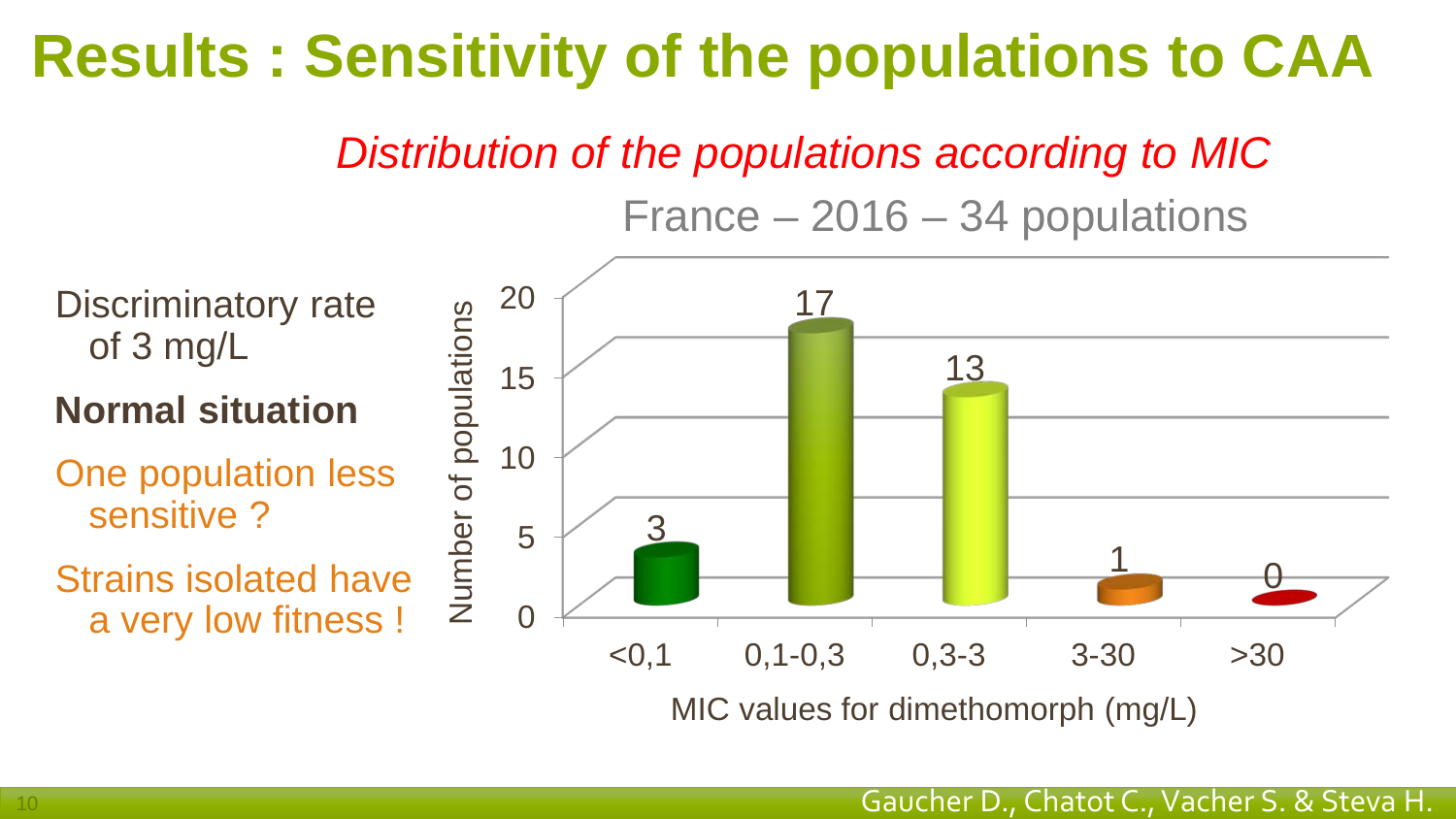# Results : Sensitivity of the populations to CAA

*Distribution of the populations according to MIC*

France – 2016 – 34 populations

Discriminatory rate of 3 mg/L

**Normal situation**

One population less sensitive ?

Strains isolated have a very low fitness !

| MIC values for dimethomorph (mg/L) | Number of populations |
| --- | --- |
| <0,1 | 3 |
| 0,1-0,3 | 17 |
| 0,3-3 | 13 |
| 3-30 | 1 |
| >30 | 0 |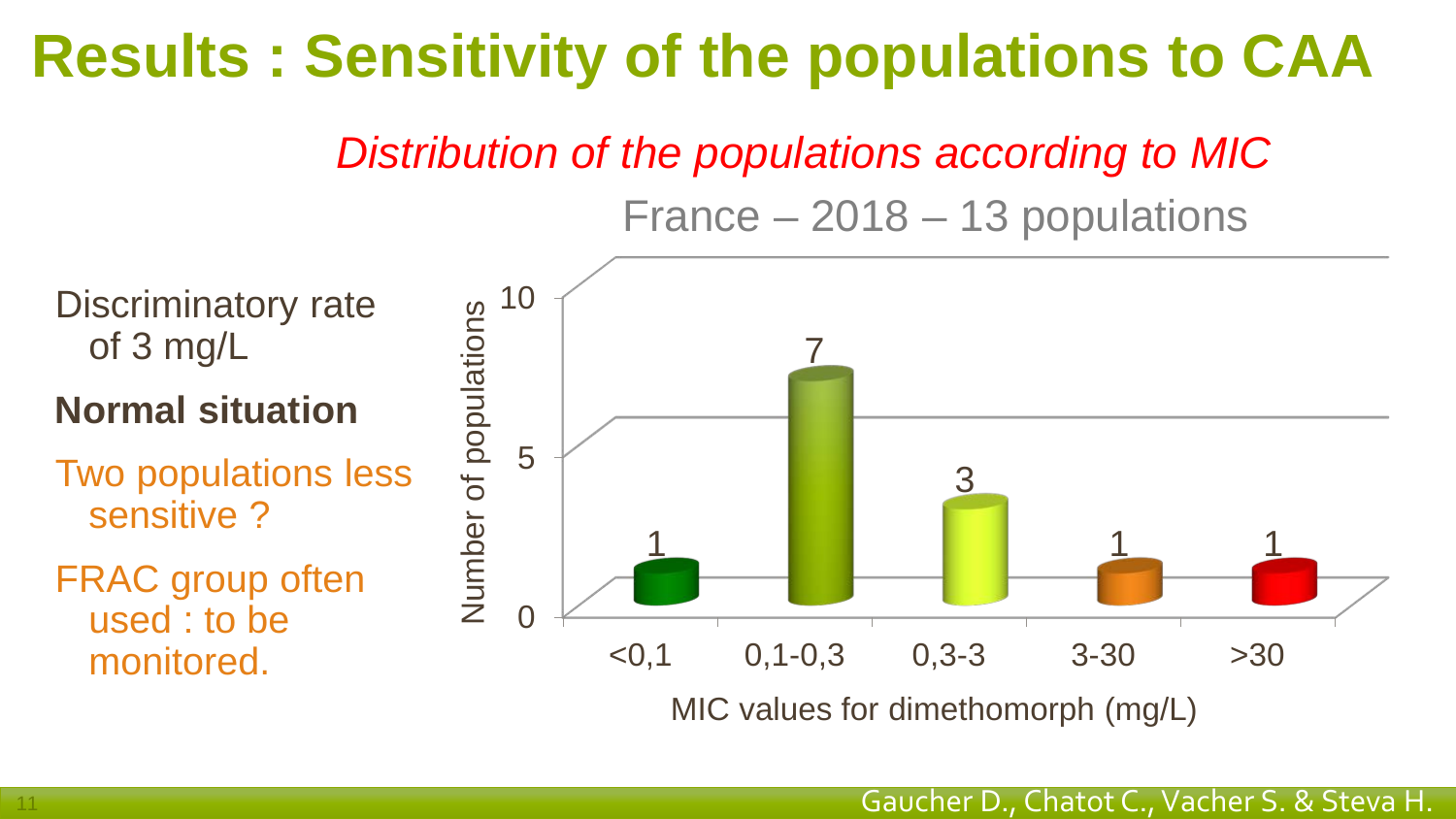# Results : Sensitivity of the populations to CAA

*Distribution of the populations according to MIC*

France – 2018 – 13 populations

- Discriminatory rate of 3 mg/L
- **Normal situation**
- Two populations less sensitive ?
- FRAC group often used : to be monitored.

| MIC values for dimethomorph (mg/L) | Number of populations |
| --- | --- |
| <0,1 | 1 |
| 0,1-0,3 | 7 |
| 0,3-3 | 3 |
| 3-30 | 1 |
| >30 | 1 |

Gaucher D., Chatot C., Vacher S. & Steva H.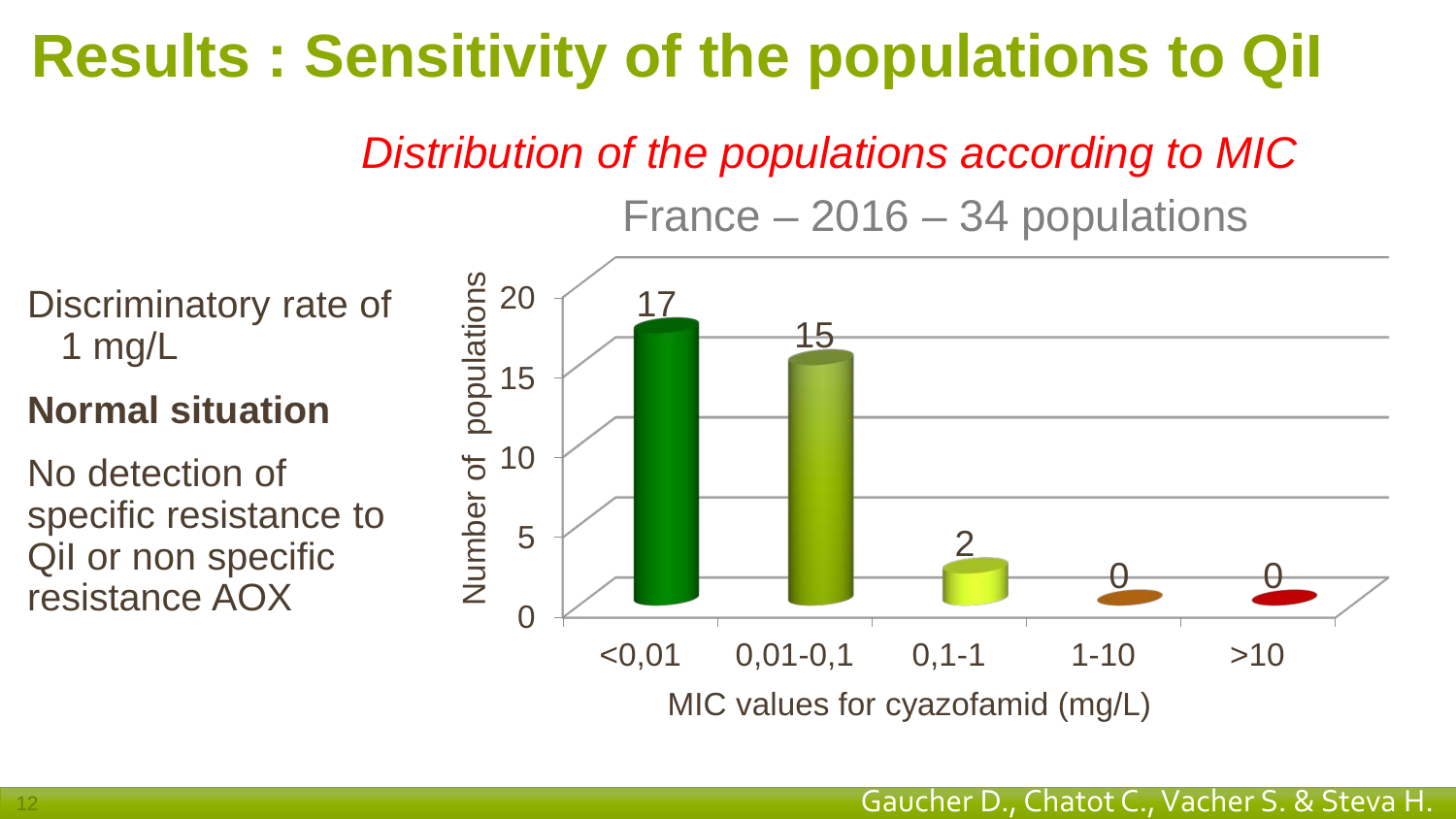# Results : Sensitivity of the populations to QiI

*Distribution of the populations according to MIC*

France – 2016 – 34 populations

Discriminatory rate of 1 mg/L

**Normal situation**

No detection of specific resistance to QiI or non specific resistance AOX

| MIC values for cyazofamid (mg/L) | Number of populations |
|---|---|
| <0,01 | 17 |
| 0,01-0,1 | 15 |
| 0,1-1 | 2 |
| 1-10 | 0 |
| >10 | 0 |

Gaucher D., Chatot C., Vacher S. & Steva H.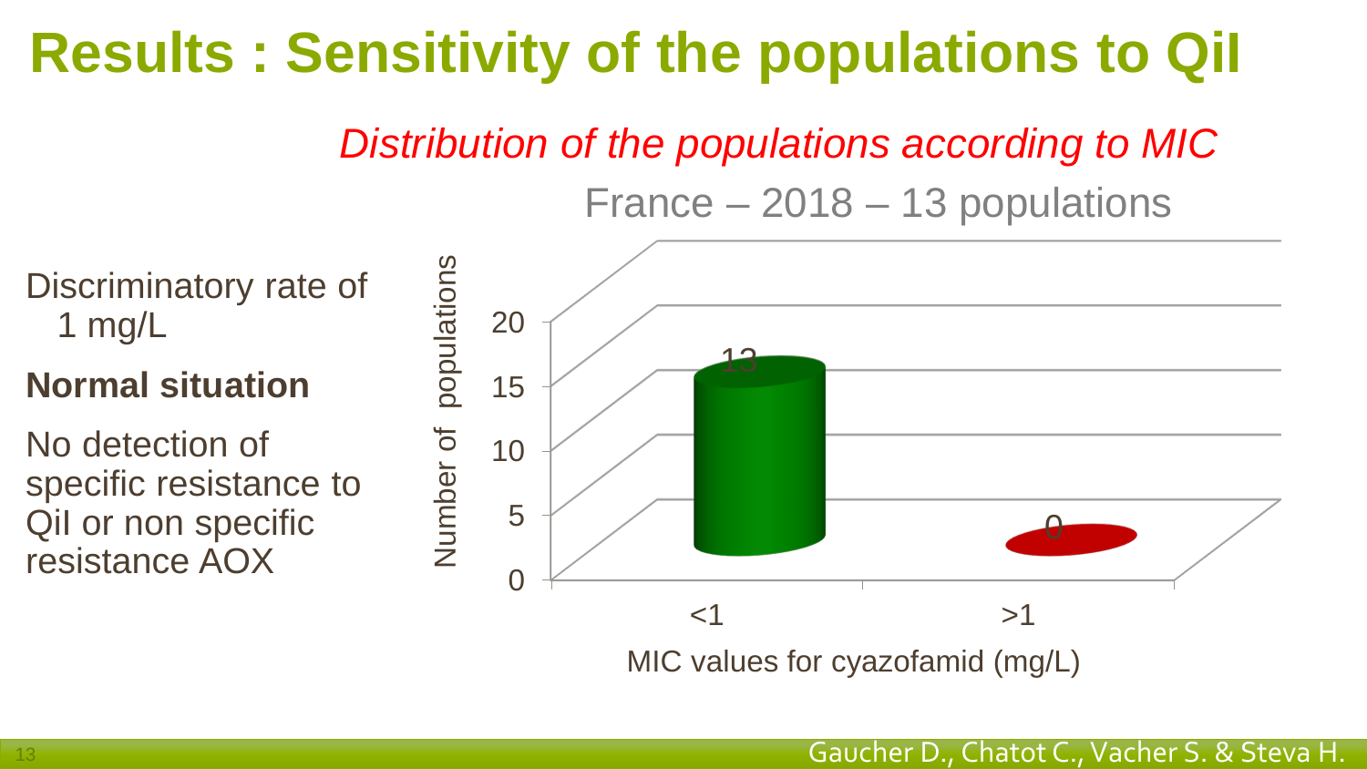# Results : Sensitivity of the populations to QiI

*Distribution of the populations according to MIC*

France – 2018 – 13 populations

| MIC values for cyazofamid (mg/L) | Number of populations |
|---|---|
| <1 | 13 |
| >1 | 0 |

Discriminatory rate of 1 mg/L

**Normal situation**

No detection of specific resistance to QiI or non specific resistance AOX

Gaucher D., Chatot C., Vacher S. & Steva H.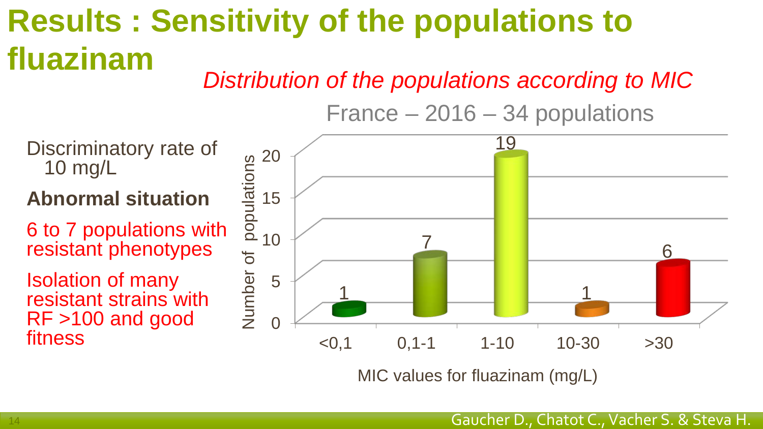# Results : Sensitivity of the populations to fluazinam

*Distribution of the populations according to MIC*

France – 2016 – 34 populations

| MIC values for fluazinam (mg/L) | Number of populations |
| --- | --- |
| <0,1 | 1 |
| 0,1-1 | 7 |
| 1-10 | 19 |
| 10-30 | 1 |
| >30 | 6 |

Discriminatory rate of 10 mg/L

**Abnormal situation**

6 to 7 populations with resistant phenotypes

Isolation of many resistant strains with RF >100 and good fitness

Gaucher D., Chatot C., Vacher S. & Steva H.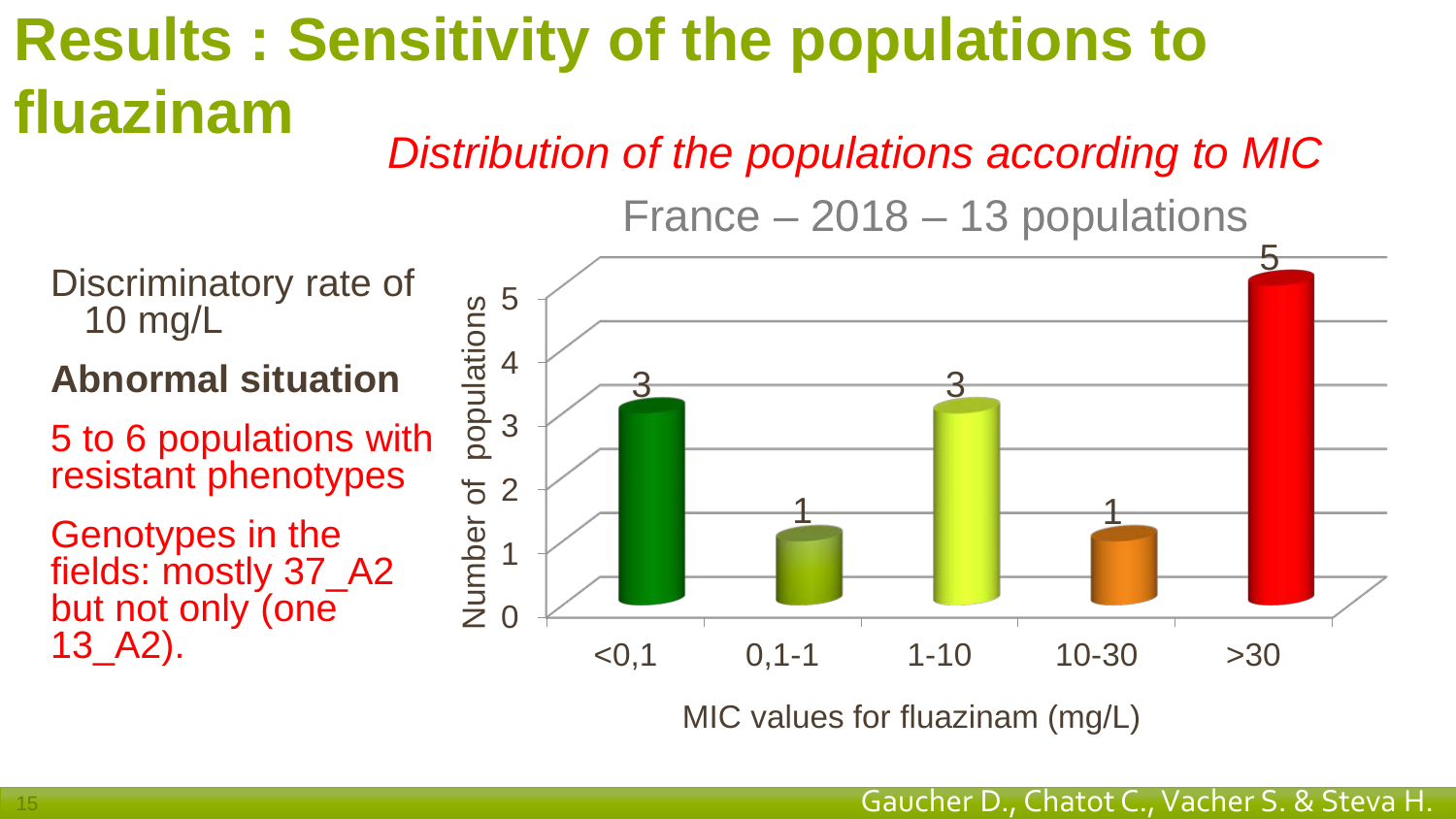# Results : Sensitivity of the populations to fluazinam

*Distribution of the populations according to MIC*

France – 2018 – 13 populations

| MIC values for fluazinam (mg/L) | Number of populations |
|---|---|
| <0,1 | 3 |
| 0,1-1 | 1 |
| 1-10 | 3 |
| 10-30 | 1 |
| >30 | 5 |

Discriminatory rate of 10 mg/L

**Abnormal situation**

5 to 6 populations with resistant phenotypes

Genotypes in the fields: mostly 37_A2 but not only (one 13_A2).

Gaucher D., Chatot C., Vacher S. & Steva H.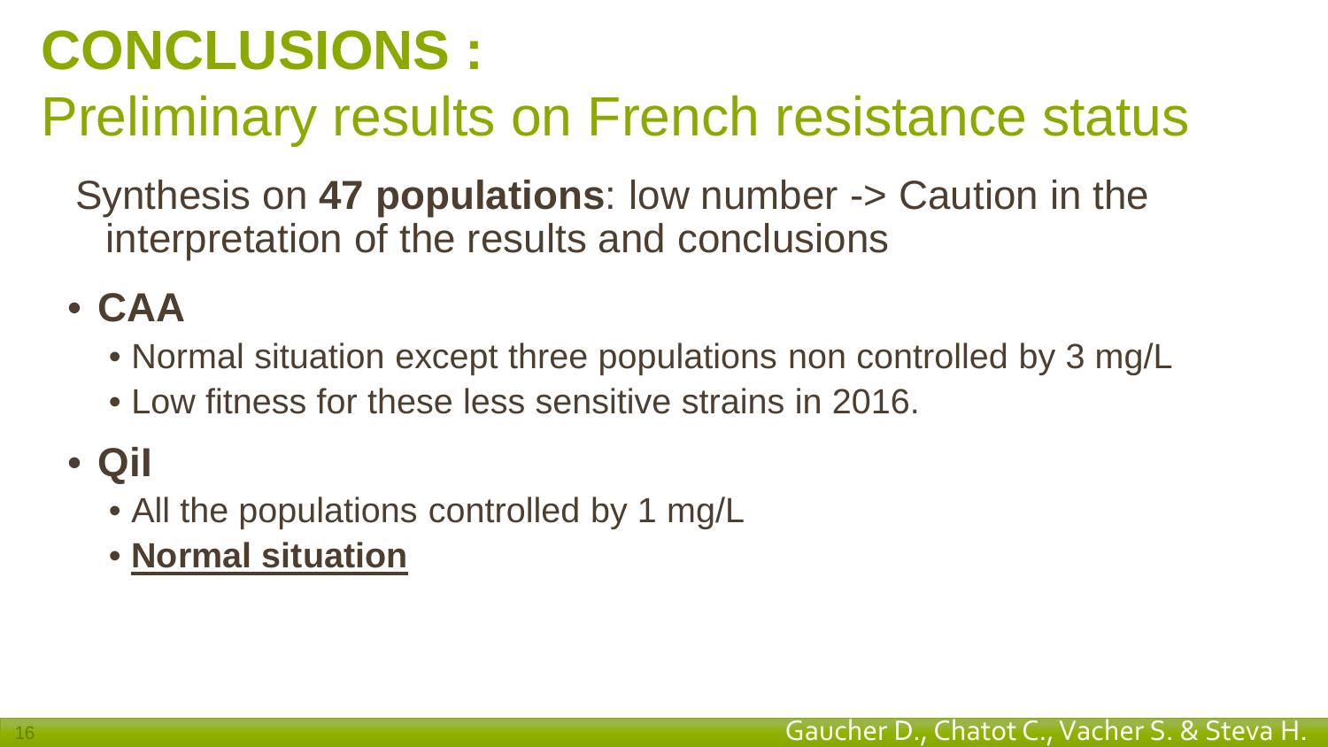# CONCLUSIONS :

## Preliminary results on French resistance status

Synthesis on **47 populations**: low number -> Caution in the interpretation of the results and conclusions

- **CAA**
  - Normal situation except three populations non controlled by 3 mg/L
  - Low fitness for these less sensitive strains in 2016.
- **QiI**
  - All the populations controlled by 1 mg/L
  - **Normal situation**

Gaucher D., Chatot C., Vacher S. & Steva H.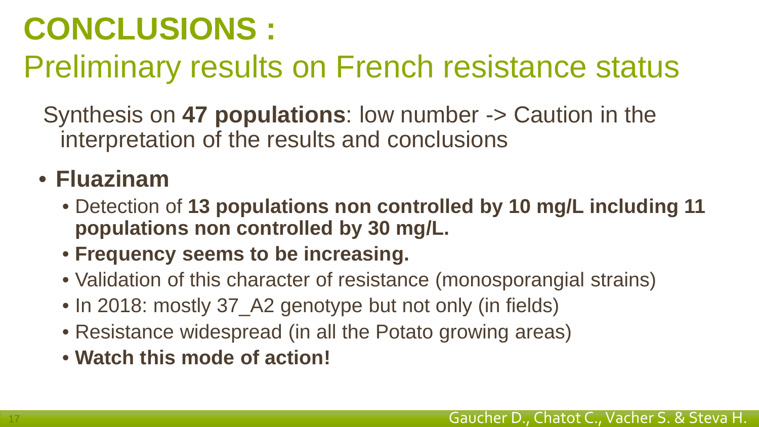# CONCLUSIONS :

## Preliminary results on French resistance status

Synthesis on **47 populations**: low number -> Caution in the interpretation of the results and conclusions

- **Fluazinam**
  - Detection of **13 populations non controlled by 10 mg/L including 11 populations non controlled by 30 mg/L.**
  - **Frequency seems to be increasing.**
  - Validation of this character of resistance (monosporangial strains)
  - In 2018: mostly 37_A2 genotype but not only (in fields)
  - Resistance widespread (in all the Potato growing areas)
  - **Watch this mode of action!**

Gaucher D., Chatot C., Vacher S. & Steva H.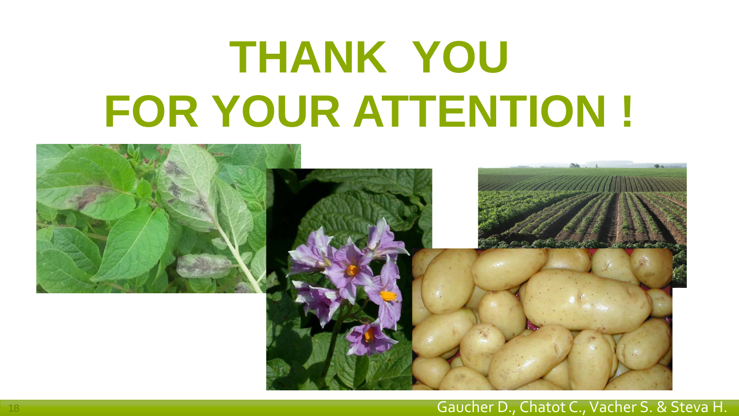# THANK YOU FOR YOUR ATTENTION !

Gaucher D., Chatot C., Vacher S. & Steva H.